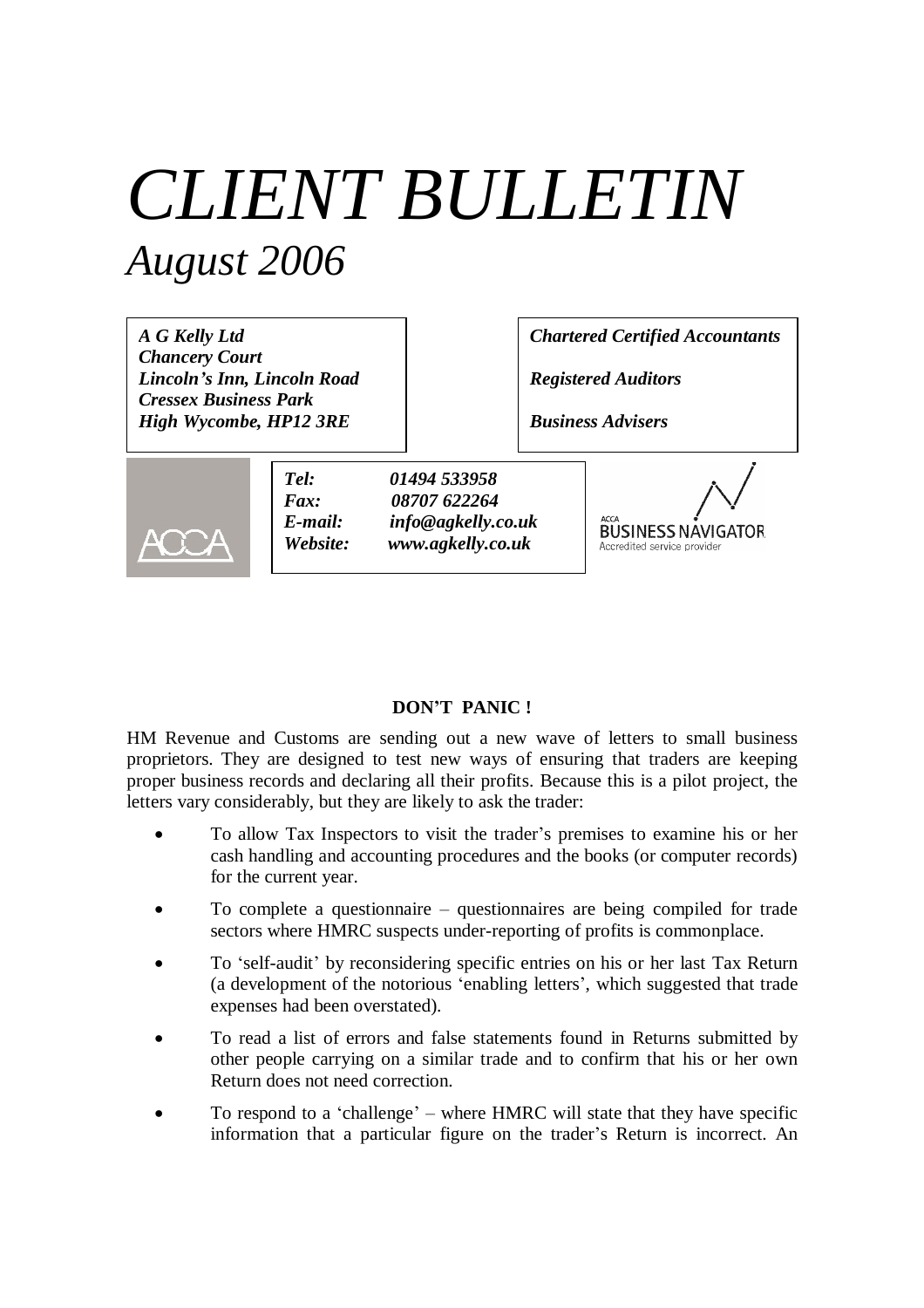# *CLIENT BULLETIN*

## *August 2006*

***A G Kelly Ltd***
***Chancery Court***
***Lincoln's Inn, Lincoln Road***
***Cressex Business Park***
***High Wycombe, HP12 3RE***

***Chartered Certified Accountants***

***Registered Auditors***

***Business Advisers***

***Tel:*** ***01494 533958***
***Fax:*** ***08707 622264***
***E-mail:*** ***info@agkelly.co.uk***
***Website:*** ***www.agkelly.co.uk***

ACCA

ACCA BUSINESS NAVIGATOR
Accredited service provider

### DON'T PANIC !

HM Revenue and Customs are sending out a new wave of letters to small business proprietors. They are designed to test new ways of ensuring that traders are keeping proper business records and declaring all their profits. Because this is a pilot project, the letters vary considerably, but they are likely to ask the trader:

- To allow Tax Inspectors to visit the trader's premises to examine his or her cash handling and accounting procedures and the books (or computer records) for the current year.
- To complete a questionnaire – questionnaires are being compiled for trade sectors where HMRC suspects under-reporting of profits is commonplace.
- To 'self-audit' by reconsidering specific entries on his or her last Tax Return (a development of the notorious 'enabling letters', which suggested that trade expenses had been overstated).
- To read a list of errors and false statements found in Returns submitted by other people carrying on a similar trade and to confirm that his or her own Return does not need correction.
- To respond to a 'challenge' – where HMRC will state that they have specific information that a particular figure on the trader's Return is incorrect. An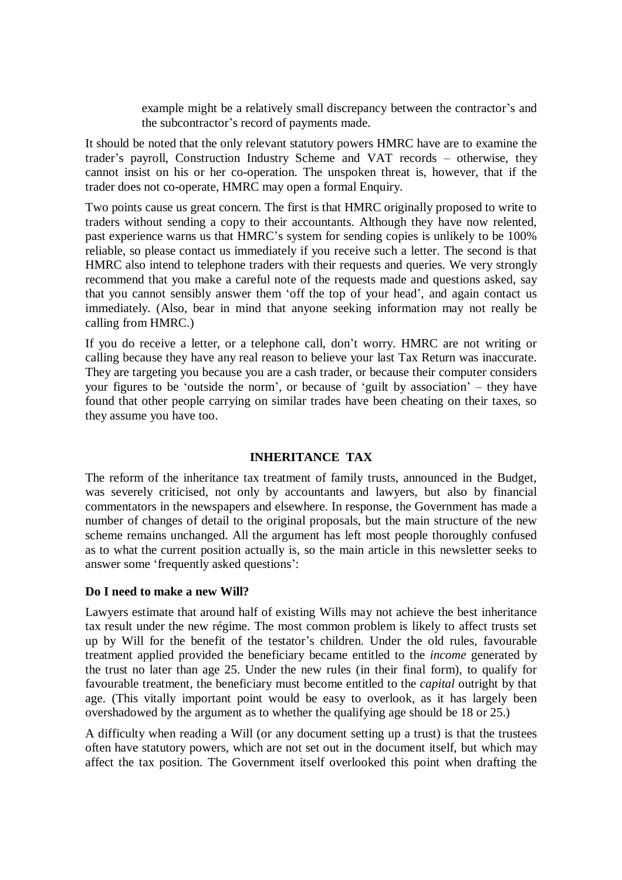example might be a relatively small discrepancy between the contractor's and the subcontractor's record of payments made.

It should be noted that the only relevant statutory powers HMRC have are to examine the trader's payroll, Construction Industry Scheme and VAT records – otherwise, they cannot insist on his or her co-operation. The unspoken threat is, however, that if the trader does not co-operate, HMRC may open a formal Enquiry.

Two points cause us great concern. The first is that HMRC originally proposed to write to traders without sending a copy to their accountants. Although they have now relented, past experience warns us that HMRC's system for sending copies is unlikely to be 100% reliable, so please contact us immediately if you receive such a letter. The second is that HMRC also intend to telephone traders with their requests and queries. We very strongly recommend that you make a careful note of the requests made and questions asked, say that you cannot sensibly answer them 'off the top of your head', and again contact us immediately. (Also, bear in mind that anyone seeking information may not really be calling from HMRC.)

If you do receive a letter, or a telephone call, don't worry. HMRC are not writing or calling because they have any real reason to believe your last Tax Return was inaccurate. They are targeting you because you are a cash trader, or because their computer considers your figures to be 'outside the norm', or because of 'guilt by association' – they have found that other people carrying on similar trades have been cheating on their taxes, so they assume you have too.

## INHERITANCE TAX

The reform of the inheritance tax treatment of family trusts, announced in the Budget, was severely criticised, not only by accountants and lawyers, but also by financial commentators in the newspapers and elsewhere. In response, the Government has made a number of changes of detail to the original proposals, but the main structure of the new scheme remains unchanged. All the argument has left most people thoroughly confused as to what the current position actually is, so the main article in this newsletter seeks to answer some 'frequently asked questions':

### Do I need to make a new Will?

Lawyers estimate that around half of existing Wills may not achieve the best inheritance tax result under the new régime. The most common problem is likely to affect trusts set up by Will for the benefit of the testator's children. Under the old rules, favourable treatment applied provided the beneficiary became entitled to the *income* generated by the trust no later than age 25. Under the new rules (in their final form), to qualify for favourable treatment, the beneficiary must become entitled to the *capital* outright by that age. (This vitally important point would be easy to overlook, as it has largely been overshadowed by the argument as to whether the qualifying age should be 18 or 25.)

A difficulty when reading a Will (or any document setting up a trust) is that the trustees often have statutory powers, which are not set out in the document itself, but which may affect the tax position. The Government itself overlooked this point when drafting the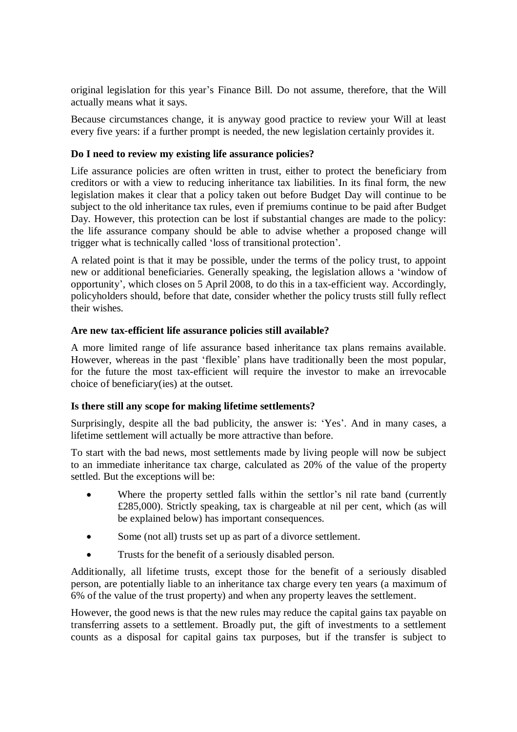original legislation for this year's Finance Bill. Do not assume, therefore, that the Will actually means what it says.

Because circumstances change, it is anyway good practice to review your Will at least every five years: if a further prompt is needed, the new legislation certainly provides it.

**Do I need to review my existing life assurance policies?**

Life assurance policies are often written in trust, either to protect the beneficiary from creditors or with a view to reducing inheritance tax liabilities. In its final form, the new legislation makes it clear that a policy taken out before Budget Day will continue to be subject to the old inheritance tax rules, even if premiums continue to be paid after Budget Day. However, this protection can be lost if substantial changes are made to the policy: the life assurance company should be able to advise whether a proposed change will trigger what is technically called 'loss of transitional protection'.

A related point is that it may be possible, under the terms of the policy trust, to appoint new or additional beneficiaries. Generally speaking, the legislation allows a 'window of opportunity', which closes on 5 April 2008, to do this in a tax-efficient way. Accordingly, policyholders should, before that date, consider whether the policy trusts still fully reflect their wishes.

**Are new tax-efficient life assurance policies still available?**

A more limited range of life assurance based inheritance tax plans remains available. However, whereas in the past 'flexible' plans have traditionally been the most popular, for the future the most tax-efficient will require the investor to make an irrevocable choice of beneficiary(ies) at the outset.

**Is there still any scope for making lifetime settlements?**

Surprisingly, despite all the bad publicity, the answer is: 'Yes'. And in many cases, a lifetime settlement will actually be more attractive than before.

To start with the bad news, most settlements made by living people will now be subject to an immediate inheritance tax charge, calculated as 20% of the value of the property settled. But the exceptions will be:

- Where the property settled falls within the settlor's nil rate band (currently £285,000). Strictly speaking, tax is chargeable at nil per cent, which (as will be explained below) has important consequences.
- Some (not all) trusts set up as part of a divorce settlement.
- Trusts for the benefit of a seriously disabled person.

Additionally, all lifetime trusts, except those for the benefit of a seriously disabled person, are potentially liable to an inheritance tax charge every ten years (a maximum of 6% of the value of the trust property) and when any property leaves the settlement.

However, the good news is that the new rules may reduce the capital gains tax payable on transferring assets to a settlement. Broadly put, the gift of investments to a settlement counts as a disposal for capital gains tax purposes, but if the transfer is subject to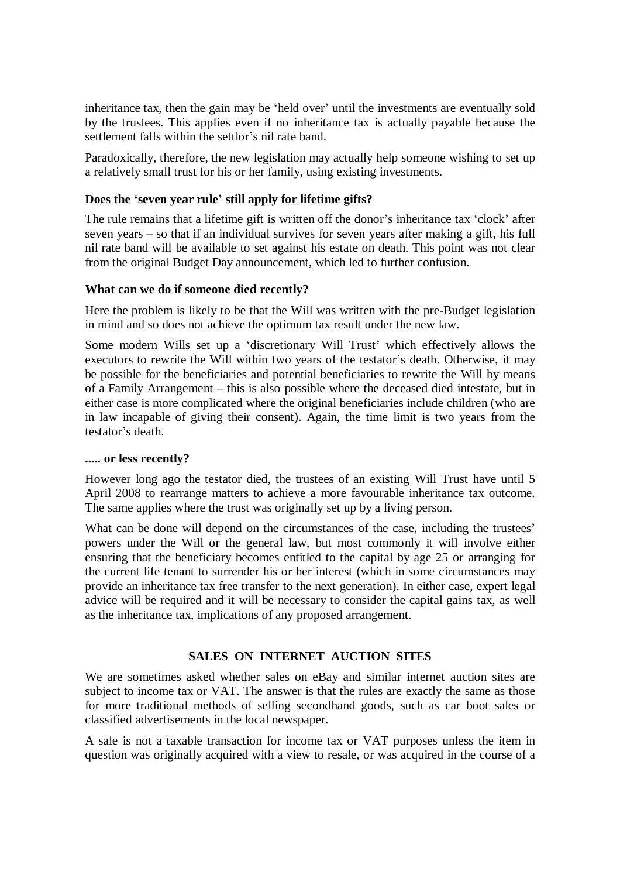inheritance tax, then the gain may be 'held over' until the investments are eventually sold by the trustees. This applies even if no inheritance tax is actually payable because the settlement falls within the settlor's nil rate band.

Paradoxically, therefore, the new legislation may actually help someone wishing to set up a relatively small trust for his or her family, using existing investments.

**Does the 'seven year rule' still apply for lifetime gifts?**

The rule remains that a lifetime gift is written off the donor's inheritance tax 'clock' after seven years – so that if an individual survives for seven years after making a gift, his full nil rate band will be available to set against his estate on death. This point was not clear from the original Budget Day announcement, which led to further confusion.

**What can we do if someone died recently?**

Here the problem is likely to be that the Will was written with the pre-Budget legislation in mind and so does not achieve the optimum tax result under the new law.

Some modern Wills set up a 'discretionary Will Trust' which effectively allows the executors to rewrite the Will within two years of the testator's death. Otherwise, it may be possible for the beneficiaries and potential beneficiaries to rewrite the Will by means of a Family Arrangement – this is also possible where the deceased died intestate, but in either case is more complicated where the original beneficiaries include children (who are in law incapable of giving their consent). Again, the time limit is two years from the testator's death.

**..... or less recently?**

However long ago the testator died, the trustees of an existing Will Trust have until 5 April 2008 to rearrange matters to achieve a more favourable inheritance tax outcome. The same applies where the trust was originally set up by a living person.

What can be done will depend on the circumstances of the case, including the trustees' powers under the Will or the general law, but most commonly it will involve either ensuring that the beneficiary becomes entitled to the capital by age 25 or arranging for the current life tenant to surrender his or her interest (which in some circumstances may provide an inheritance tax free transfer to the next generation). In either case, expert legal advice will be required and it will be necessary to consider the capital gains tax, as well as the inheritance tax, implications of any proposed arrangement.

## SALES ON INTERNET AUCTION SITES

We are sometimes asked whether sales on eBay and similar internet auction sites are subject to income tax or VAT. The answer is that the rules are exactly the same as those for more traditional methods of selling secondhand goods, such as car boot sales or classified advertisements in the local newspaper.

A sale is not a taxable transaction for income tax or VAT purposes unless the item in question was originally acquired with a view to resale, or was acquired in the course of a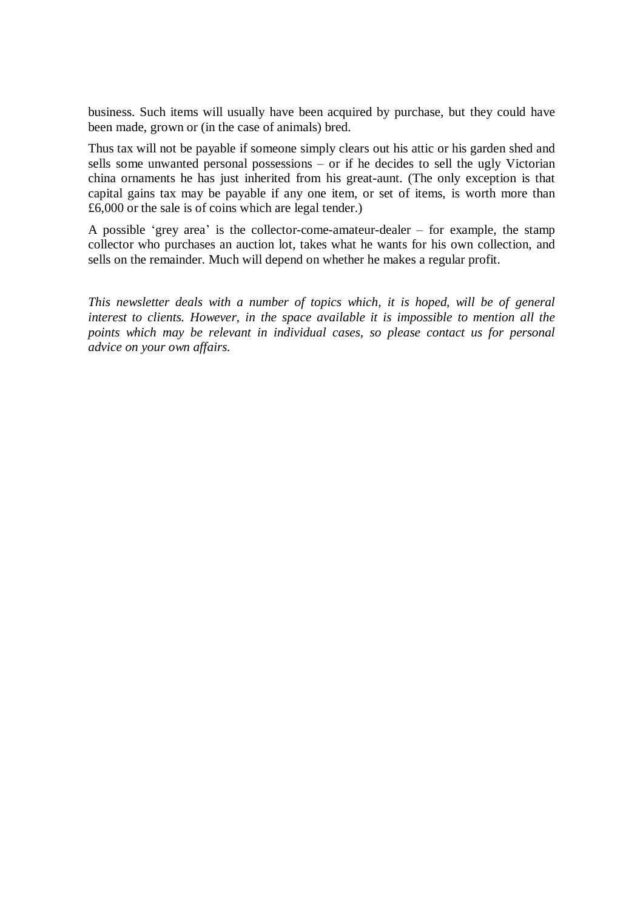business. Such items will usually have been acquired by purchase, but they could have been made, grown or (in the case of animals) bred.

Thus tax will not be payable if someone simply clears out his attic or his garden shed and sells some unwanted personal possessions – or if he decides to sell the ugly Victorian china ornaments he has just inherited from his great-aunt. (The only exception is that capital gains tax may be payable if any one item, or set of items, is worth more than £6,000 or the sale is of coins which are legal tender.)

A possible 'grey area' is the collector-come-amateur-dealer – for example, the stamp collector who purchases an auction lot, takes what he wants for his own collection, and sells on the remainder. Much will depend on whether he makes a regular profit.

*This newsletter deals with a number of topics which, it is hoped, will be of general interest to clients. However, in the space available it is impossible to mention all the points which may be relevant in individual cases, so please contact us for personal advice on your own affairs.*